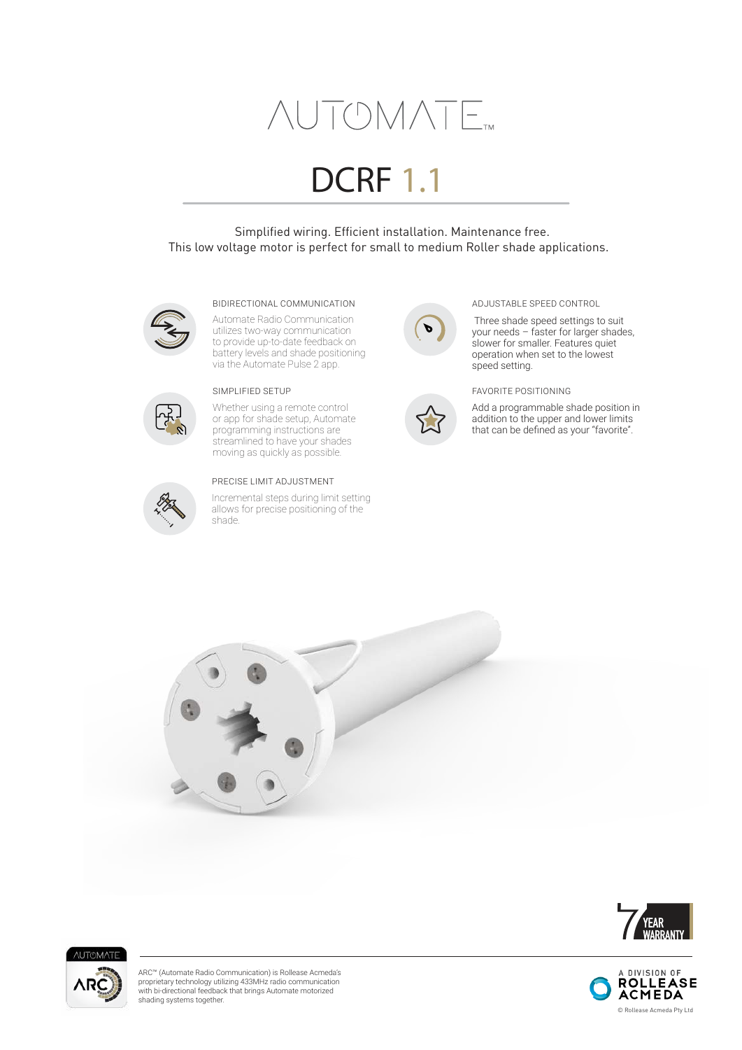# AUTOMATE™

# DCRF 1.1

Simplified wiring. Efficient installation. Maintenance free.
This low voltage motor is perfect for small to medium Roller shade applications.

### BIDIRECTIONAL COMMUNICATION

Automate Radio Communication utilizes two-way communication to provide up-to-date feedback on battery levels and shade positioning via the Automate Pulse 2 app.

### SIMPLIFIED SETUP

Whether using a remote control or app for shade setup, Automate programming instructions are streamlined to have your shades moving as quickly as possible.

### PRECISE LIMIT ADJUSTMENT

Incremental steps during limit setting allows for precise positioning of the shade.

### ADJUSTABLE SPEED CONTROL

Three shade speed settings to suit your needs – faster for larger shades, slower for smaller. Features quiet operation when set to the lowest speed setting.

### FAVORITE POSITIONING

Add a programmable shade position in addition to the upper and lower limits that can be defined as your "favorite".

7 YEAR WARRANTY

ARC™ (Automate Radio Communication) is Rollease Acmeda's proprietary technology utilizing 433MHz radio communication with bi-directional feedback that brings Automate motorized shading systems together.

A DIVISION OF ROLLEASE ACMEDA

© Rollease Acmeda Pty Ltd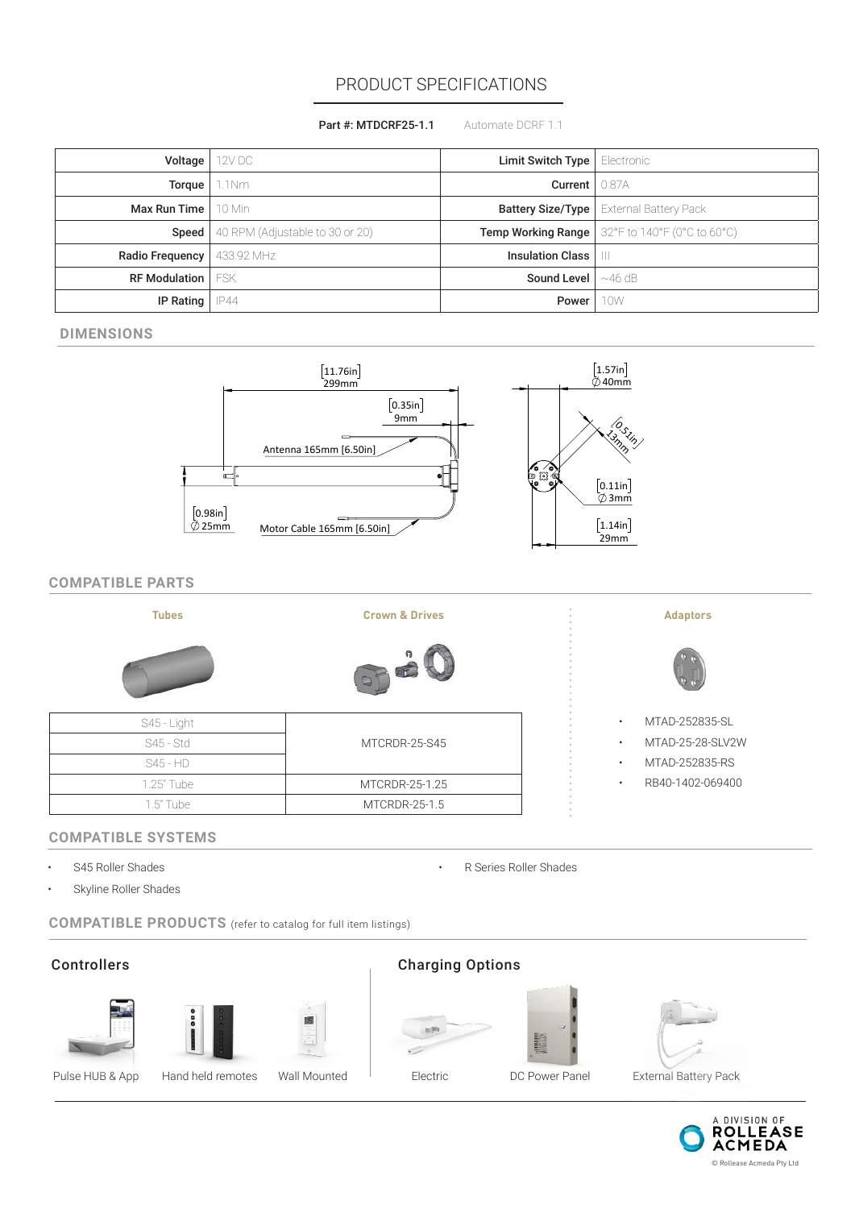# PRODUCT SPECIFICATIONS

**Part #: MTDCRF25-1.1** Automate DCRF 1.1

| | | | |
|---|---|---|---|
| **Voltage** | 12V DC | **Limit Switch Type** | Electronic |
| **Torque** | 1.1Nm | **Current** | 0.87A |
| **Max Run Time** | 10 Min | **Battery Size/Type** | External Battery Pack |
| **Speed** | 40 RPM (Adjustable to 30 or 20) | **Temp Working Range** | 32°F to 140°F (0°C to 60°C) |
| **Radio Frequency** | 433.92 MHz | **Insulation Class** | III |
| **RF Modulation** | FSK | **Sound Level** | ~46 dB |
| **IP Rating** | IP44 | **Power** | 10W |

## DIMENSIONS

[11.76in] 299mm

[0.35in] 9mm

Antenna 165mm [6.50in]

[0.98in] Ø 25mm

Motor Cable 165mm [6.50in]

[1.57in] Ø 40mm

[0.51in] 13mm

[0.11in] Ø 3mm

[1.14in] 29mm

## COMPATIBLE PARTS

| Tubes | Crown & Drives |
|---|---|
| S45 - Light | MTCRDR-25-S45 |
| S45 - Std | |
| S45 - HD | |
| 1.25" Tube | MTCRDR-25-1.25 |
| 1.5" Tube | MTCRDR-25-1.5 |

**Adaptors**

- MTAD-252835-SL
- MTAD-25-28-SLV2W
- MTAD-252835-RS
- RB40-1402-069400

## COMPATIBLE SYSTEMS

- S45 Roller Shades
- Skyline Roller Shades
- R Series Roller Shades

## COMPATIBLE PRODUCTS (refer to catalog for full item listings)

### Controllers

Pulse HUB & App

Hand held remotes

Wall Mounted

### Charging Options

Electric

DC Power Panel

External Battery Pack

A DIVISION OF ROLLEASE ACMEDA

© Rollease Acmeda Pty Ltd